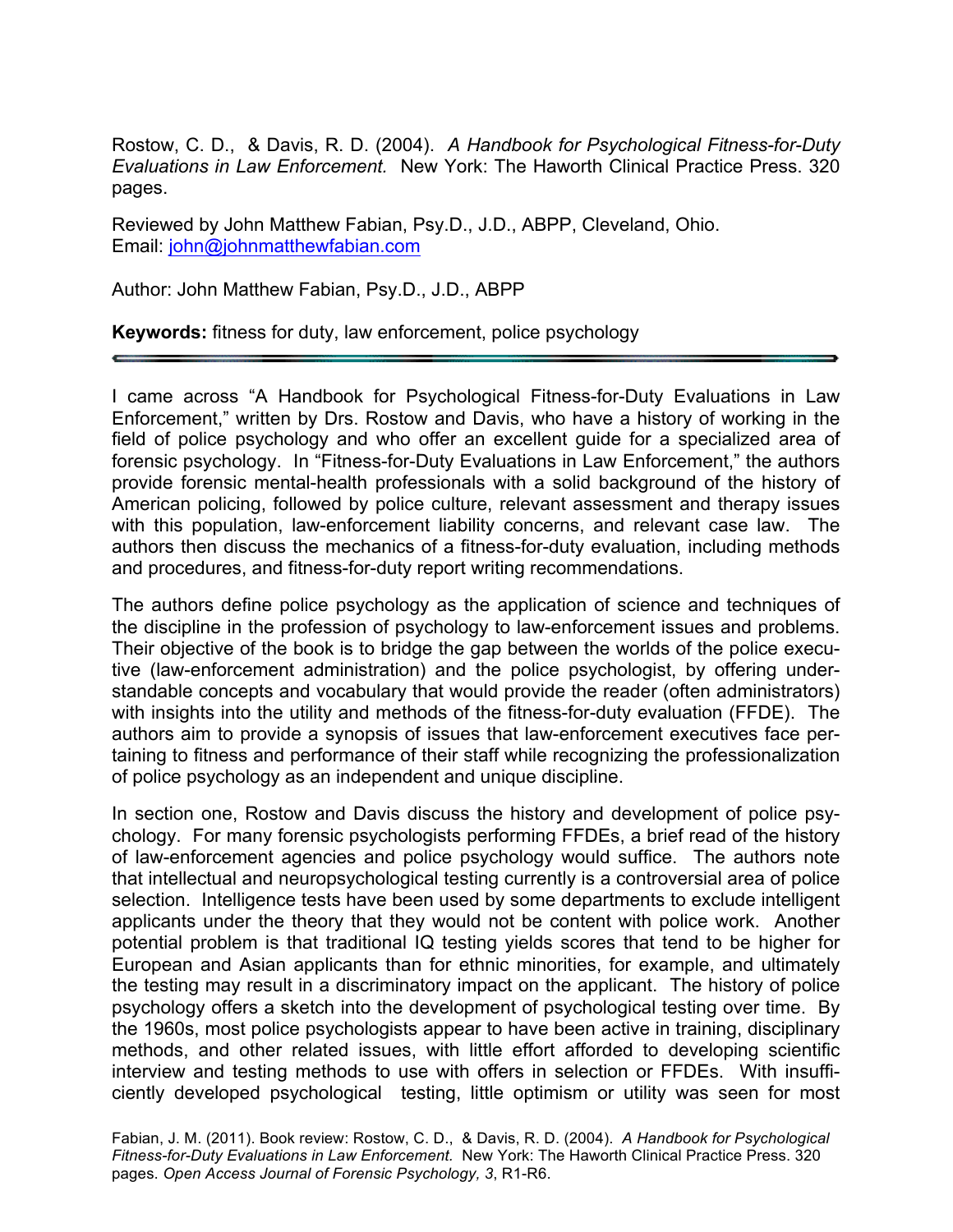Rostow, C. D., & Davis, R. D. (2004). *A Handbook for Psychological Fitness-for-Duty Evaluations in Law Enforcement.* New York: The Haworth Clinical Practice Press. 320 pages.

Reviewed by John Matthew Fabian, Psy.D., J.D., ABPP, Cleveland, Ohio.
Email: john@johnmatthewfabian.com

Author: John Matthew Fabian, Psy.D., J.D., ABPP

**Keywords:** fitness for duty, law enforcement, police psychology

---

I came across "A Handbook for Psychological Fitness-for-Duty Evaluations in Law Enforcement," written by Drs. Rostow and Davis, who have a history of working in the field of police psychology and who offer an excellent guide for a specialized area of forensic psychology. In "Fitness-for-Duty Evaluations in Law Enforcement," the authors provide forensic mental-health professionals with a solid background of the history of American policing, followed by police culture, relevant assessment and therapy issues with this population, law-enforcement liability concerns, and relevant case law. The authors then discuss the mechanics of a fitness-for-duty evaluation, including methods and procedures, and fitness-for-duty report writing recommendations.

The authors define police psychology as the application of science and techniques of the discipline in the profession of psychology to law-enforcement issues and problems. Their objective of the book is to bridge the gap between the worlds of the police executive (law-enforcement administration) and the police psychologist, by offering understandable concepts and vocabulary that would provide the reader (often administrators) with insights into the utility and methods of the fitness-for-duty evaluation (FFDE). The authors aim to provide a synopsis of issues that law-enforcement executives face pertaining to fitness and performance of their staff while recognizing the professionalization of police psychology as an independent and unique discipline.

In section one, Rostow and Davis discuss the history and development of police psychology. For many forensic psychologists performing FFDEs, a brief read of the history of law-enforcement agencies and police psychology would suffice. The authors note that intellectual and neuropsychological testing currently is a controversial area of police selection. Intelligence tests have been used by some departments to exclude intelligent applicants under the theory that they would not be content with police work. Another potential problem is that traditional IQ testing yields scores that tend to be higher for European and Asian applicants than for ethnic minorities, for example, and ultimately the testing may result in a discriminatory impact on the applicant. The history of police psychology offers a sketch into the development of psychological testing over time. By the 1960s, most police psychologists appear to have been active in training, disciplinary methods, and other related issues, with little effort afforded to developing scientific interview and testing methods to use with offers in selection or FFDEs. With insufficiently developed psychological testing, little optimism or utility was seen for most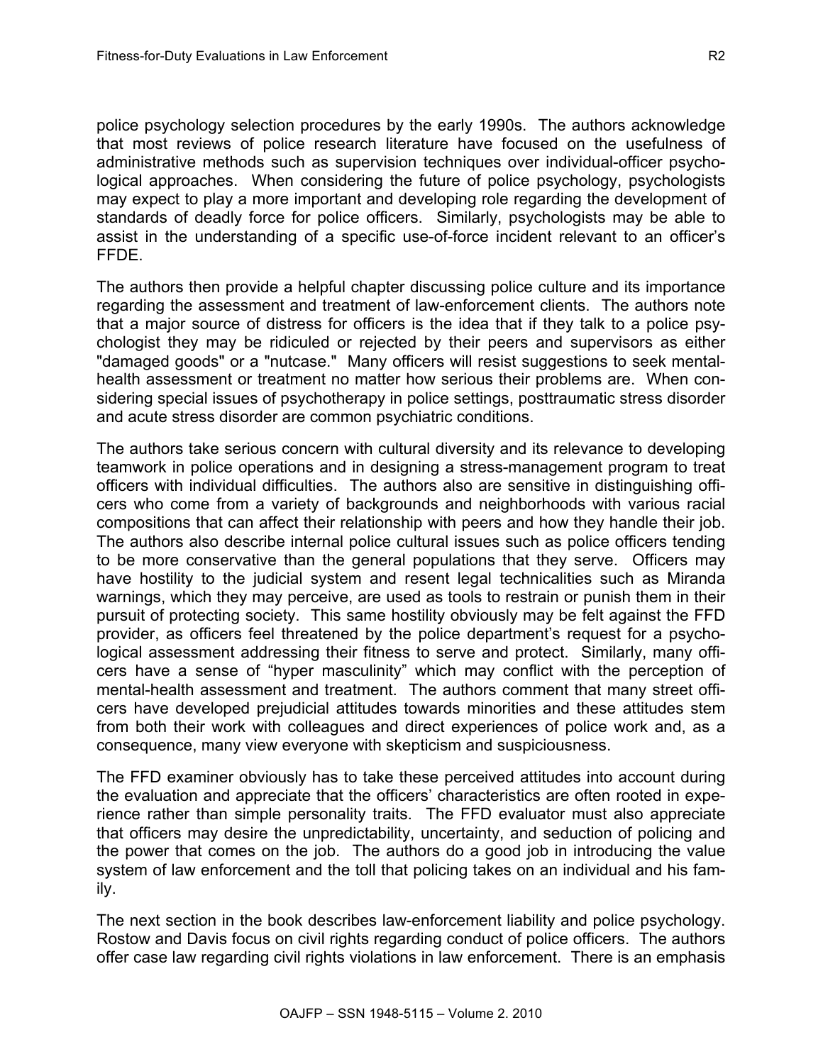police psychology selection procedures by the early 1990s. The authors acknowledge that most reviews of police research literature have focused on the usefulness of administrative methods such as supervision techniques over individual-officer psychological approaches. When considering the future of police psychology, psychologists may expect to play a more important and developing role regarding the development of standards of deadly force for police officers. Similarly, psychologists may be able to assist in the understanding of a specific use-of-force incident relevant to an officer's FFDE.

The authors then provide a helpful chapter discussing police culture and its importance regarding the assessment and treatment of law-enforcement clients. The authors note that a major source of distress for officers is the idea that if they talk to a police psychologist they may be ridiculed or rejected by their peers and supervisors as either "damaged goods" or a "nutcase." Many officers will resist suggestions to seek mental-health assessment or treatment no matter how serious their problems are. When considering special issues of psychotherapy in police settings, posttraumatic stress disorder and acute stress disorder are common psychiatric conditions.

The authors take serious concern with cultural diversity and its relevance to developing teamwork in police operations and in designing a stress-management program to treat officers with individual difficulties. The authors also are sensitive in distinguishing officers who come from a variety of backgrounds and neighborhoods with various racial compositions that can affect their relationship with peers and how they handle their job. The authors also describe internal police cultural issues such as police officers tending to be more conservative than the general populations that they serve. Officers may have hostility to the judicial system and resent legal technicalities such as Miranda warnings, which they may perceive, are used as tools to restrain or punish them in their pursuit of protecting society. This same hostility obviously may be felt against the FFD provider, as officers feel threatened by the police department's request for a psychological assessment addressing their fitness to serve and protect. Similarly, many officers have a sense of "hyper masculinity" which may conflict with the perception of mental-health assessment and treatment. The authors comment that many street officers have developed prejudicial attitudes towards minorities and these attitudes stem from both their work with colleagues and direct experiences of police work and, as a consequence, many view everyone with skepticism and suspiciousness.

The FFD examiner obviously has to take these perceived attitudes into account during the evaluation and appreciate that the officers' characteristics are often rooted in experience rather than simple personality traits. The FFD evaluator must also appreciate that officers may desire the unpredictability, uncertainty, and seduction of policing and the power that comes on the job. The authors do a good job in introducing the value system of law enforcement and the toll that policing takes on an individual and his family.

The next section in the book describes law-enforcement liability and police psychology. Rostow and Davis focus on civil rights regarding conduct of police officers. The authors offer case law regarding civil rights violations in law enforcement. There is an emphasis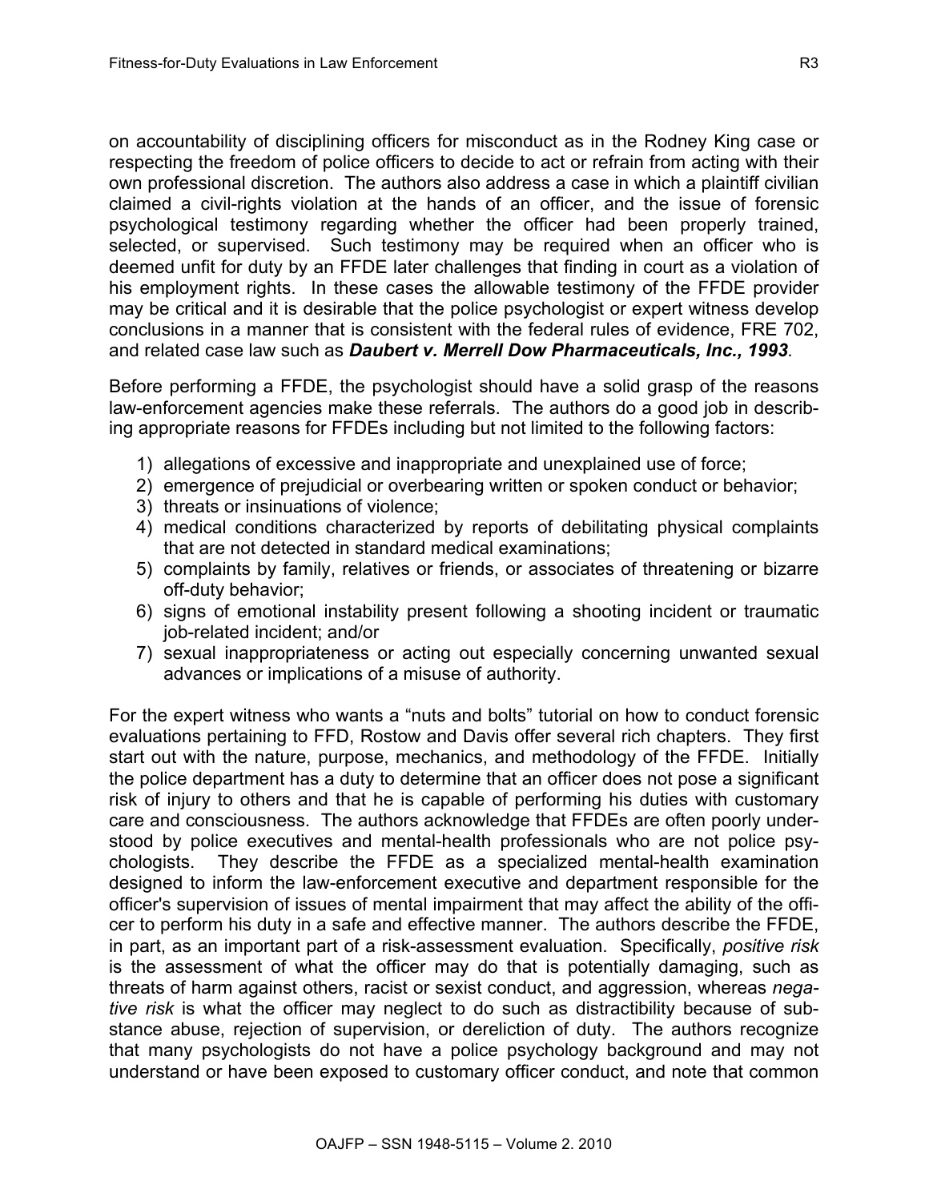on accountability of disciplining officers for misconduct as in the Rodney King case or respecting the freedom of police officers to decide to act or refrain from acting with their own professional discretion. The authors also address a case in which a plaintiff civilian claimed a civil-rights violation at the hands of an officer, and the issue of forensic psychological testimony regarding whether the officer had been properly trained, selected, or supervised. Such testimony may be required when an officer who is deemed unfit for duty by an FFDE later challenges that finding in court as a violation of his employment rights. In these cases the allowable testimony of the FFDE provider may be critical and it is desirable that the police psychologist or expert witness develop conclusions in a manner that is consistent with the federal rules of evidence, FRE 702, and related case law such as ***Daubert v. Merrell Dow Pharmaceuticals, Inc., 1993***.

Before performing a FFDE, the psychologist should have a solid grasp of the reasons law-enforcement agencies make these referrals. The authors do a good job in describing appropriate reasons for FFDEs including but not limited to the following factors:

1) allegations of excessive and inappropriate and unexplained use of force;
2) emergence of prejudicial or overbearing written or spoken conduct or behavior;
3) threats or insinuations of violence;
4) medical conditions characterized by reports of debilitating physical complaints that are not detected in standard medical examinations;
5) complaints by family, relatives or friends, or associates of threatening or bizarre off-duty behavior;
6) signs of emotional instability present following a shooting incident or traumatic job-related incident; and/or
7) sexual inappropriateness or acting out especially concerning unwanted sexual advances or implications of a misuse of authority.

For the expert witness who wants a "nuts and bolts" tutorial on how to conduct forensic evaluations pertaining to FFD, Rostow and Davis offer several rich chapters. They first start out with the nature, purpose, mechanics, and methodology of the FFDE. Initially the police department has a duty to determine that an officer does not pose a significant risk of injury to others and that he is capable of performing his duties with customary care and consciousness. The authors acknowledge that FFDEs are often poorly understood by police executives and mental-health professionals who are not police psychologists. They describe the FFDE as a specialized mental-health examination designed to inform the law-enforcement executive and department responsible for the officer's supervision of issues of mental impairment that may affect the ability of the officer to perform his duty in a safe and effective manner. The authors describe the FFDE, in part, as an important part of a risk-assessment evaluation. Specifically, *positive risk* is the assessment of what the officer may do that is potentially damaging, such as threats of harm against others, racist or sexist conduct, and aggression, whereas *negative risk* is what the officer may neglect to do such as distractibility because of substance abuse, rejection of supervision, or dereliction of duty. The authors recognize that many psychologists do not have a police psychology background and may not understand or have been exposed to customary officer conduct, and note that common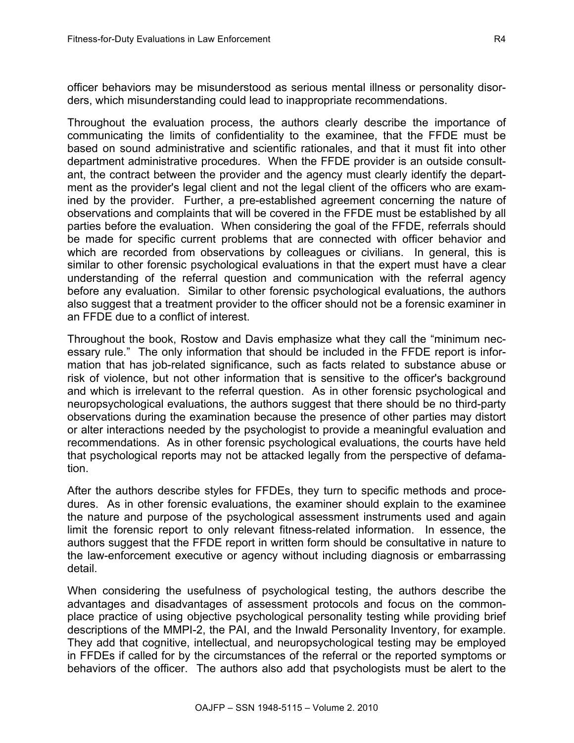officer behaviors may be misunderstood as serious mental illness or personality disorders, which misunderstanding could lead to inappropriate recommendations.

Throughout the evaluation process, the authors clearly describe the importance of communicating the limits of confidentiality to the examinee, that the FFDE must be based on sound administrative and scientific rationales, and that it must fit into other department administrative procedures. When the FFDE provider is an outside consultant, the contract between the provider and the agency must clearly identify the department as the provider's legal client and not the legal client of the officers who are examined by the provider. Further, a pre-established agreement concerning the nature of observations and complaints that will be covered in the FFDE must be established by all parties before the evaluation. When considering the goal of the FFDE, referrals should be made for specific current problems that are connected with officer behavior and which are recorded from observations by colleagues or civilians. In general, this is similar to other forensic psychological evaluations in that the expert must have a clear understanding of the referral question and communication with the referral agency before any evaluation. Similar to other forensic psychological evaluations, the authors also suggest that a treatment provider to the officer should not be a forensic examiner in an FFDE due to a conflict of interest.

Throughout the book, Rostow and Davis emphasize what they call the “minimum necessary rule.” The only information that should be included in the FFDE report is information that has job-related significance, such as facts related to substance abuse or risk of violence, but not other information that is sensitive to the officer's background and which is irrelevant to the referral question. As in other forensic psychological and neuropsychological evaluations, the authors suggest that there should be no third-party observations during the examination because the presence of other parties may distort or alter interactions needed by the psychologist to provide a meaningful evaluation and recommendations. As in other forensic psychological evaluations, the courts have held that psychological reports may not be attacked legally from the perspective of defamation.

After the authors describe styles for FFDEs, they turn to specific methods and procedures. As in other forensic evaluations, the examiner should explain to the examinee the nature and purpose of the psychological assessment instruments used and again limit the forensic report to only relevant fitness-related information. In essence, the authors suggest that the FFDE report in written form should be consultative in nature to the law-enforcement executive or agency without including diagnosis or embarrassing detail.

When considering the usefulness of psychological testing, the authors describe the advantages and disadvantages of assessment protocols and focus on the commonplace practice of using objective psychological personality testing while providing brief descriptions of the MMPI-2, the PAI, and the Inwald Personality Inventory, for example. They add that cognitive, intellectual, and neuropsychological testing may be employed in FFDEs if called for by the circumstances of the referral or the reported symptoms or behaviors of the officer. The authors also add that psychologists must be alert to the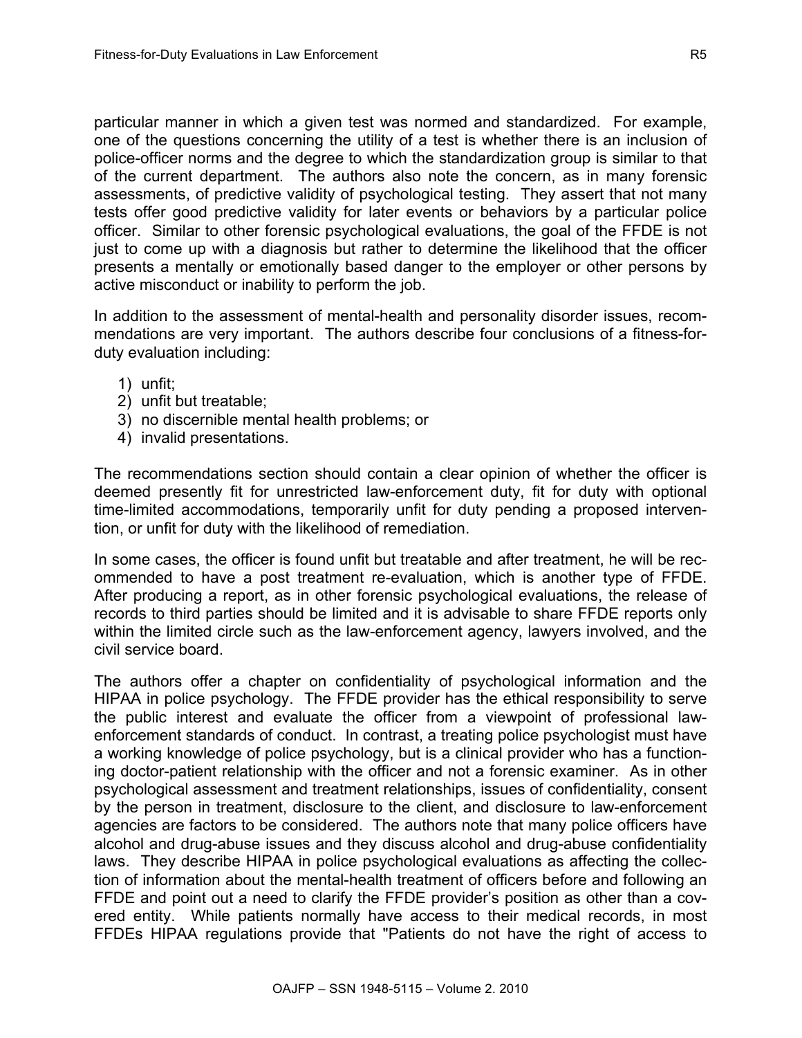particular manner in which a given test was normed and standardized. For example, one of the questions concerning the utility of a test is whether there is an inclusion of police-officer norms and the degree to which the standardization group is similar to that of the current department. The authors also note the concern, as in many forensic assessments, of predictive validity of psychological testing. They assert that not many tests offer good predictive validity for later events or behaviors by a particular police officer. Similar to other forensic psychological evaluations, the goal of the FFDE is not just to come up with a diagnosis but rather to determine the likelihood that the officer presents a mentally or emotionally based danger to the employer or other persons by active misconduct or inability to perform the job.

In addition to the assessment of mental-health and personality disorder issues, recommendations are very important. The authors describe four conclusions of a fitness-for-duty evaluation including:

1) unfit;
2) unfit but treatable;
3) no discernible mental health problems; or
4) invalid presentations.

The recommendations section should contain a clear opinion of whether the officer is deemed presently fit for unrestricted law-enforcement duty, fit for duty with optional time-limited accommodations, temporarily unfit for duty pending a proposed intervention, or unfit for duty with the likelihood of remediation.

In some cases, the officer is found unfit but treatable and after treatment, he will be recommended to have a post treatment re-evaluation, which is another type of FFDE. After producing a report, as in other forensic psychological evaluations, the release of records to third parties should be limited and it is advisable to share FFDE reports only within the limited circle such as the law-enforcement agency, lawyers involved, and the civil service board.

The authors offer a chapter on confidentiality of psychological information and the HIPAA in police psychology. The FFDE provider has the ethical responsibility to serve the public interest and evaluate the officer from a viewpoint of professional law-enforcement standards of conduct. In contrast, a treating police psychologist must have a working knowledge of police psychology, but is a clinical provider who has a functioning doctor-patient relationship with the officer and not a forensic examiner. As in other psychological assessment and treatment relationships, issues of confidentiality, consent by the person in treatment, disclosure to the client, and disclosure to law-enforcement agencies are factors to be considered. The authors note that many police officers have alcohol and drug-abuse issues and they discuss alcohol and drug-abuse confidentiality laws. They describe HIPAA in police psychological evaluations as affecting the collection of information about the mental-health treatment of officers before and following an FFDE and point out a need to clarify the FFDE provider's position as other than a covered entity. While patients normally have access to their medical records, in most FFDEs HIPAA regulations provide that "Patients do not have the right of access to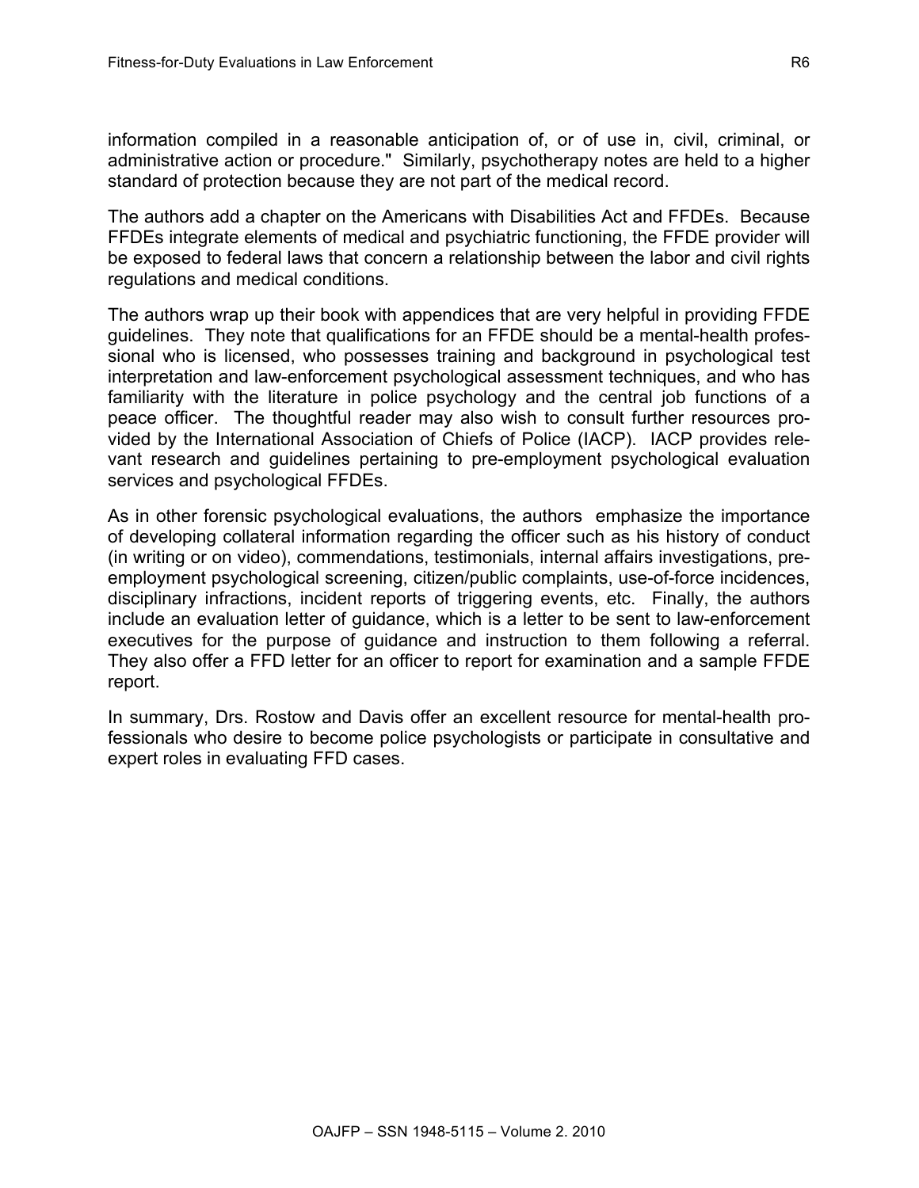information compiled in a reasonable anticipation of, or of use in, civil, criminal, or administrative action or procedure." Similarly, psychotherapy notes are held to a higher standard of protection because they are not part of the medical record.

The authors add a chapter on the Americans with Disabilities Act and FFDEs. Because FFDEs integrate elements of medical and psychiatric functioning, the FFDE provider will be exposed to federal laws that concern a relationship between the labor and civil rights regulations and medical conditions.

The authors wrap up their book with appendices that are very helpful in providing FFDE guidelines. They note that qualifications for an FFDE should be a mental-health professional who is licensed, who possesses training and background in psychological test interpretation and law-enforcement psychological assessment techniques, and who has familiarity with the literature in police psychology and the central job functions of a peace officer. The thoughtful reader may also wish to consult further resources provided by the International Association of Chiefs of Police (IACP). IACP provides relevant research and guidelines pertaining to pre-employment psychological evaluation services and psychological FFDEs.

As in other forensic psychological evaluations, the authors emphasize the importance of developing collateral information regarding the officer such as his history of conduct (in writing or on video), commendations, testimonials, internal affairs investigations, pre-employment psychological screening, citizen/public complaints, use-of-force incidences, disciplinary infractions, incident reports of triggering events, etc. Finally, the authors include an evaluation letter of guidance, which is a letter to be sent to law-enforcement executives for the purpose of guidance and instruction to them following a referral. They also offer a FFD letter for an officer to report for examination and a sample FFDE report.

In summary, Drs. Rostow and Davis offer an excellent resource for mental-health professionals who desire to become police psychologists or participate in consultative and expert roles in evaluating FFD cases.